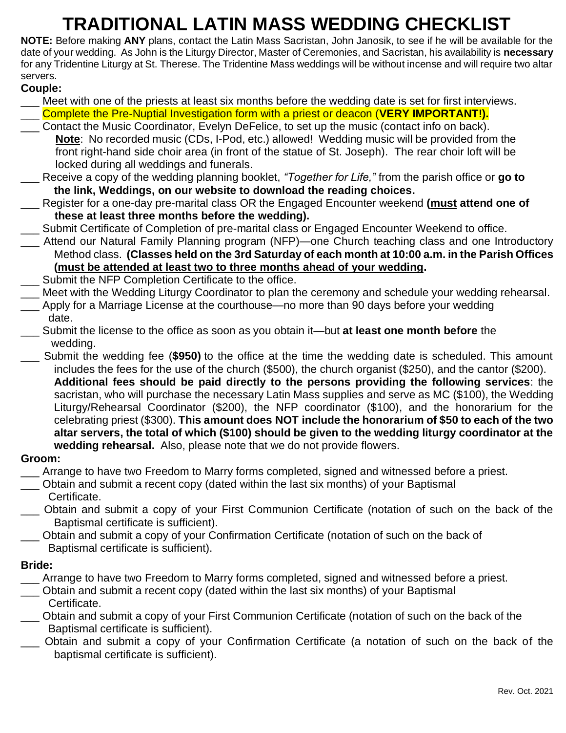# TRADITIONAL LATIN MASS WEDDING CHECKLIST

**NOTE:** Before making **ANY** plans, contact the Latin Mass Sacristan, John Janosik, to see if he will be available for the date of your wedding. As John is the Liturgy Director, Master of Ceremonies, and Sacristan, his availability is **necessary** for any Tridentine Liturgy at St. Therese. The Tridentine Mass weddings will be without incense and will require two altar servers.

**Couple:**

- ___ Meet with one of the priests at least six months before the wedding date is set for first interviews.
- ___ Complete the Pre-Nuptial Investigation form with a priest or deacon (**VERY IMPORTANT!).**
- ___ Contact the Music Coordinator, Evelyn DeFelice, to set up the music (contact info on back).
  **Note**: No recorded music (CDs, I-Pod, etc.) allowed! Wedding music will be provided from the front right-hand side choir area (in front of the statue of St. Joseph). The rear choir loft will be locked during all weddings and funerals.
- ___ Receive a copy of the wedding planning booklet, *"Together for Life,"* from the parish office or **go to the link, Weddings, on our website to download the reading choices.**
- ___ Register for a one-day pre-marital class OR the Engaged Encounter weekend **(must attend one of these at least three months before the wedding).**
- ___ Submit Certificate of Completion of pre-marital class or Engaged Encounter Weekend to office.
- ___ Attend our Natural Family Planning program (NFP)—one Church teaching class and one Introductory Method class. **(Classes held on the 3rd Saturday of each month at 10:00 a.m. in the Parish Offices (must be attended at least two to three months ahead of your wedding.**
- ___ Submit the NFP Completion Certificate to the office.
- ___ Meet with the Wedding Liturgy Coordinator to plan the ceremony and schedule your wedding rehearsal.
- ___ Apply for a Marriage License at the courthouse—no more than 90 days before your wedding date.
- ___ Submit the license to the office as soon as you obtain it—but **at least one month before** the wedding.
- ___ Submit the wedding fee (**$950)** to the office at the time the wedding date is scheduled. This amount includes the fees for the use of the church ($500), the church organist ($250), and the cantor ($200). **Additional fees should be paid directly to the persons providing the following services**: the sacristan, who will purchase the necessary Latin Mass supplies and serve as MC ($100), the Wedding Liturgy/Rehearsal Coordinator ($200), the NFP coordinator ($100), and the honorarium for the celebrating priest ($300). **This amount does NOT include the honorarium of $50 to each of the two altar servers, the total of which ($100) should be given to the wedding liturgy coordinator at the wedding rehearsal.** Also, please note that we do not provide flowers.

**Groom:**

- ___ Arrange to have two Freedom to Marry forms completed, signed and witnessed before a priest.
- ___ Obtain and submit a recent copy (dated within the last six months) of your Baptismal Certificate.
- ___ Obtain and submit a copy of your First Communion Certificate (notation of such on the back of the Baptismal certificate is sufficient).
- ___ Obtain and submit a copy of your Confirmation Certificate (notation of such on the back of Baptismal certificate is sufficient).

**Bride:**

- ___ Arrange to have two Freedom to Marry forms completed, signed and witnessed before a priest.
- ___ Obtain and submit a recent copy (dated within the last six months) of your Baptismal Certificate.
- ___ Obtain and submit a copy of your First Communion Certificate (notation of such on the back of the Baptismal certificate is sufficient).
- ___ Obtain and submit a copy of your Confirmation Certificate (a notation of such on the back of the baptismal certificate is sufficient).

Rev. Oct. 2021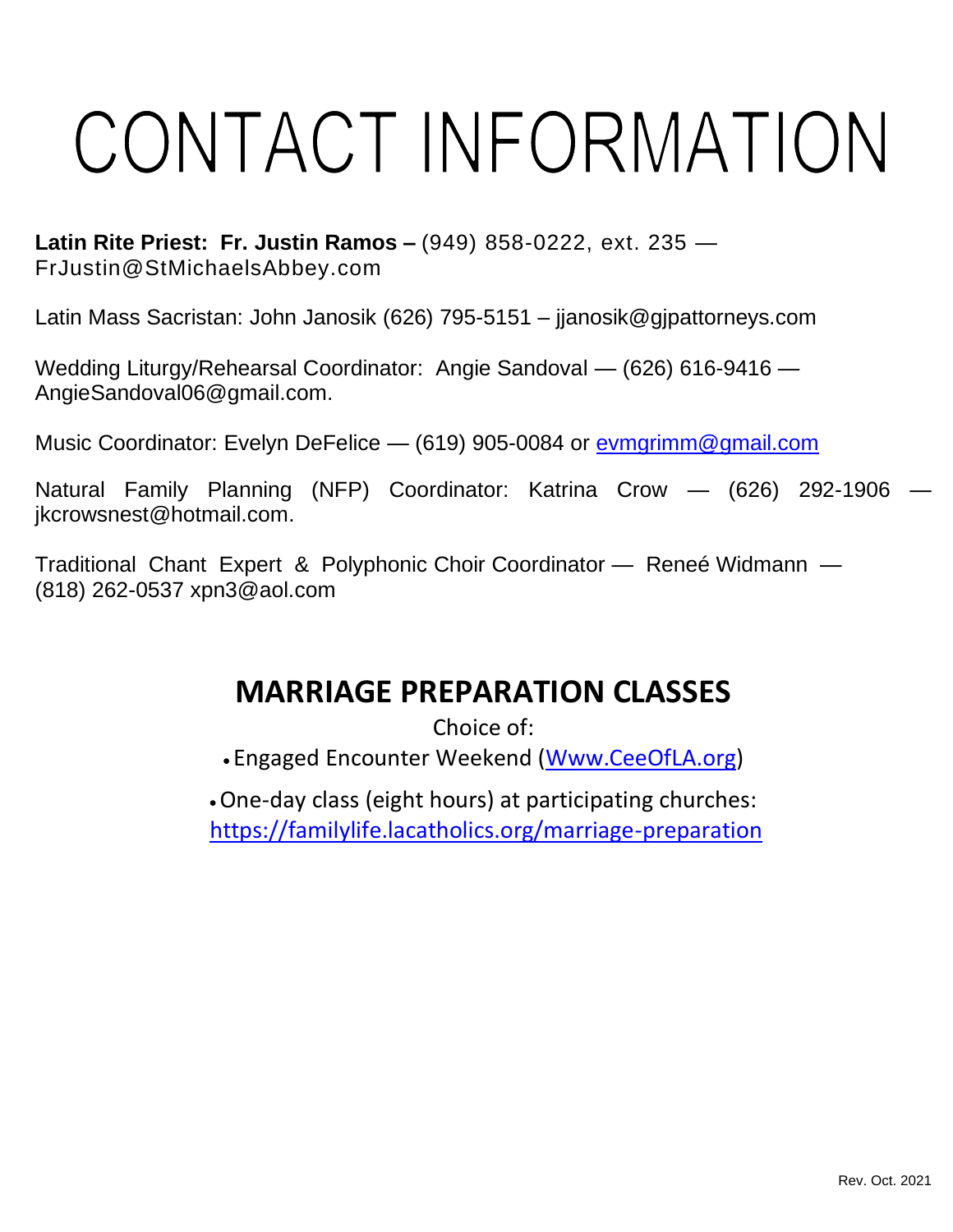# CONTACT INFORMATION

**Latin Rite Priest: Fr. Justin Ramos –** (949) 858-0222, ext. 235 — FrJustin@StMichaelsAbbey.com

Latin Mass Sacristan: John Janosik (626) 795-5151 – jjanosik@gjpattorneys.com

Wedding Liturgy/Rehearsal Coordinator: Angie Sandoval — (626) 616-9416 — AngieSandoval06@gmail.com.

Music Coordinator: Evelyn DeFelice — (619) 905-0084 or evmgrimm@gmail.com

Natural Family Planning (NFP) Coordinator: Katrina Crow — (626) 292-1906 — jkcrowsnest@hotmail.com.

Traditional Chant Expert & Polyphonic Choir Coordinator — Reneé Widmann — (818) 262-0537 xpn3@aol.com

## MARRIAGE PREPARATION CLASSES

Choice of:

- Engaged Encounter Weekend (Www.CeeOfLA.org)
- One-day class (eight hours) at participating churches: https://familylife.lacatholics.org/marriage-preparation

Rev. Oct. 2021